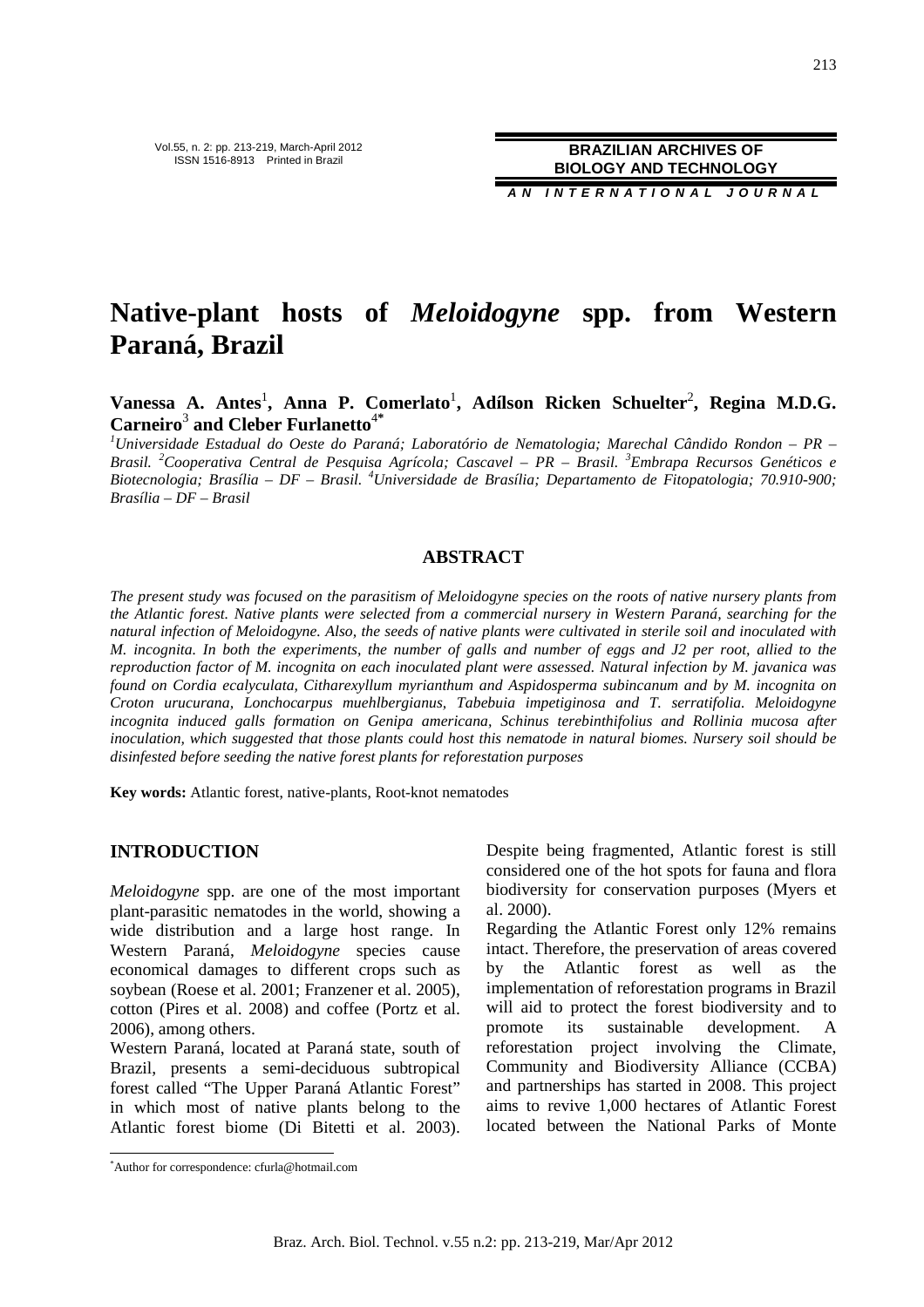# Native-plant hosts of *Meloidogyne* spp. from Western Paraná, Brazil

**Vanessa A. Antes**[1], **Anna P. Comerlato**[1], **Adílson Ricken Schuelter**[2], **Regina M.D.G. Carneiro**[3] **and Cleber Furlanetto**[4*]

[1]*Universidade Estadual do Oeste do Paraná; Laboratório de Nematologia; Marechal Cândido Rondon – PR – Brasil.* [2]*Cooperativa Central de Pesquisa Agrícola; Cascavel – PR – Brasil.* [3]*Embrapa Recursos Genéticos e Biotecnologia; Brasília – DF – Brasil.* [4]*Universidade de Brasília; Departamento de Fitopatologia; 70.910-900; Brasília – DF – Brasil*

## ABSTRACT

*The present study was focused on the parasitism of Meloidogyne species on the roots of native nursery plants from the Atlantic forest. Native plants were selected from a commercial nursery in Western Paraná, searching for the natural infection of Meloidogyne. Also, the seeds of native plants were cultivated in sterile soil and inoculated with M. incognita. In both the experiments, the number of galls and number of eggs and J2 per root, allied to the reproduction factor of M. incognita on each inoculated plant were assessed. Natural infection by M. javanica was found on Cordia ecalyculata, Citharexyllum myrianthum and Aspidosperma subincanum and by M. incognita on Croton urucurana, Lonchocarpus muehlbergianus, Tabebuia impetiginosa and T. serratifolia. Meloidogyne incognita induced galls formation on Genipa americana, Schinus terebinthifolius and Rollinia mucosa after inoculation, which suggested that those plants could host this nematode in natural biomes. Nursery soil should be disinfested before seeding the native forest plants for reforestation purposes*

**Key words:** Atlantic forest, native-plants, Root-knot nematodes

## INTRODUCTION

*Meloidogyne* spp. are one of the most important plant-parasitic nematodes in the world, showing a wide distribution and a large host range. In Western Paraná, *Meloidogyne* species cause economical damages to different crops such as soybean (Roese et al. 2001; Franzener et al. 2005), cotton (Pires et al. 2008) and coffee (Portz et al. 2006), among others.

Western Paraná, located at Paraná state, south of Brazil, presents a semi-deciduous subtropical forest called "The Upper Paraná Atlantic Forest" in which most of native plants belong to the Atlantic forest biome (Di Bitetti et al. 2003). Despite being fragmented, Atlantic forest is still considered one of the hot spots for fauna and flora biodiversity for conservation purposes (Myers et al. 2000).

Regarding the Atlantic Forest only 12% remains intact. Therefore, the preservation of areas covered by the Atlantic forest as well as the implementation of reforestation programs in Brazil will aid to protect the forest biodiversity and to promote its sustainable development. A reforestation project involving the Climate, Community and Biodiversity Alliance (CCBA) and partnerships has started in 2008. This project aims to revive 1,000 hectares of Atlantic Forest located between the National Parks of Monte

*Author for correspondence: cfurla@hotmail.com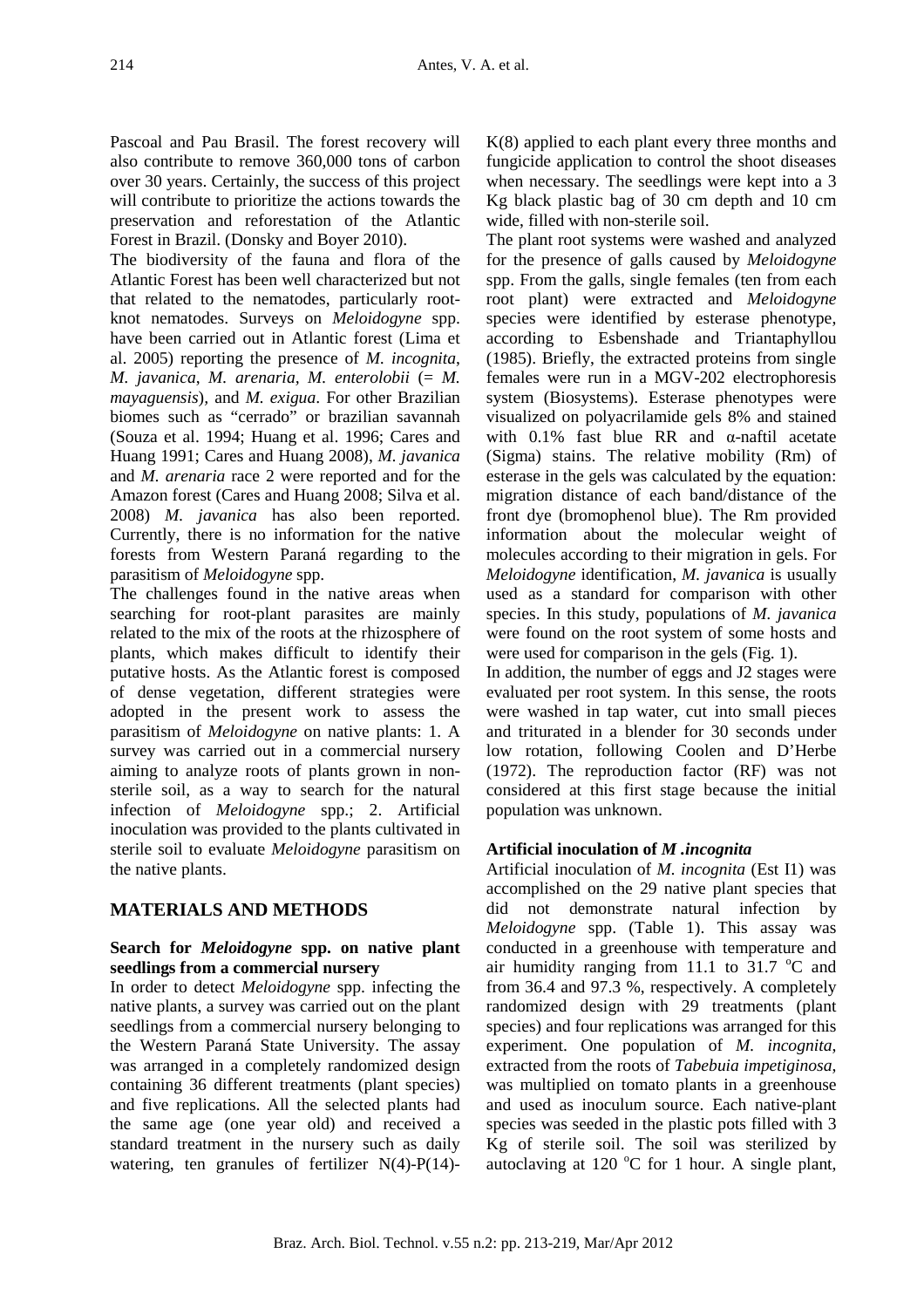Pascoal and Pau Brasil. The forest recovery will also contribute to remove 360,000 tons of carbon over 30 years. Certainly, the success of this project will contribute to prioritize the actions towards the preservation and reforestation of the Atlantic Forest in Brazil. (Donsky and Boyer 2010).

The biodiversity of the fauna and flora of the Atlantic Forest has been well characterized but not that related to the nematodes, particularly root-knot nematodes. Surveys on *Meloidogyne* spp. have been carried out in Atlantic forest (Lima et al. 2005) reporting the presence of *M. incognita*, *M. javanica*, *M. arenaria*, *M. enterolobii* (= *M. mayaguensis*), and *M. exigua*. For other Brazilian biomes such as "cerrado" or brazilian savannah (Souza et al. 1994; Huang et al. 1996; Cares and Huang 1991; Cares and Huang 2008), *M. javanica* and *M. arenaria* race 2 were reported and for the Amazon forest (Cares and Huang 2008; Silva et al. 2008) *M. javanica* has also been reported. Currently, there is no information for the native forests from Western Paraná regarding to the parasitism of *Meloidogyne* spp.

The challenges found in the native areas when searching for root-plant parasites are mainly related to the mix of the roots at the rhizosphere of plants, which makes difficult to identify their putative hosts. As the Atlantic forest is composed of dense vegetation, different strategies were adopted in the present work to assess the parasitism of *Meloidogyne* on native plants: 1. A survey was carried out in a commercial nursery aiming to analyze roots of plants grown in non-sterile soil, as a way to search for the natural infection of *Meloidogyne* spp.; 2. Artificial inoculation was provided to the plants cultivated in sterile soil to evaluate *Meloidogyne* parasitism on the native plants.

## MATERIALS AND METHODS

### Search for *Meloidogyne* spp. on native plant seedlings from a commercial nursery

In order to detect *Meloidogyne* spp. infecting the native plants, a survey was carried out on the plant seedlings from a commercial nursery belonging to the Western Paraná State University. The assay was arranged in a completely randomized design containing 36 different treatments (plant species) and five replications. All the selected plants had the same age (one year old) and received a standard treatment in the nursery such as daily watering, ten granules of fertilizer N(4)-P(14)-K(8) applied to each plant every three months and fungicide application to control the shoot diseases when necessary. The seedlings were kept into a 3 Kg black plastic bag of 30 cm depth and 10 cm wide, filled with non-sterile soil.

The plant root systems were washed and analyzed for the presence of galls caused by *Meloidogyne* spp. From the galls, single females (ten from each root plant) were extracted and *Meloidogyne* species were identified by esterase phenotype, according to Esbenshade and Triantaphyllou (1985). Briefly, the extracted proteins from single females were run in a MGV-202 electrophoresis system (Biosystems). Esterase phenotypes were visualized on polyacrilamide gels 8% and stained with 0.1% fast blue RR and α-naftil acetate (Sigma) stains. The relative mobility (Rm) of esterase in the gels was calculated by the equation: migration distance of each band/distance of the front dye (bromophenol blue). The Rm provided information about the molecular weight of molecules according to their migration in gels. For *Meloidogyne* identification, *M. javanica* is usually used as a standard for comparison with other species. In this study, populations of *M. javanica* were found on the root system of some hosts and were used for comparison in the gels (Fig. 1).

In addition, the number of eggs and J2 stages were evaluated per root system. In this sense, the roots were washed in tap water, cut into small pieces and triturated in a blender for 30 seconds under low rotation, following Coolen and D'Herbe (1972). The reproduction factor (RF) was not considered at this first stage because the initial population was unknown.

### Artificial inoculation of *M .incognita*

Artificial inoculation of *M. incognita* (Est I1) was accomplished on the 29 native plant species that did not demonstrate natural infection by *Meloidogyne* spp. (Table 1). This assay was conducted in a greenhouse with temperature and air humidity ranging from 11.1 to 31.7 °C and from 36.4 and 97.3 %, respectively. A completely randomized design with 29 treatments (plant species) and four replications was arranged for this experiment. One population of *M. incognita*, extracted from the roots of *Tabebuia impetiginosa*, was multiplied on tomato plants in a greenhouse and used as inoculum source. Each native-plant species was seeded in the plastic pots filled with 3 Kg of sterile soil. The soil was sterilized by autoclaving at 120 °C for 1 hour. A single plant,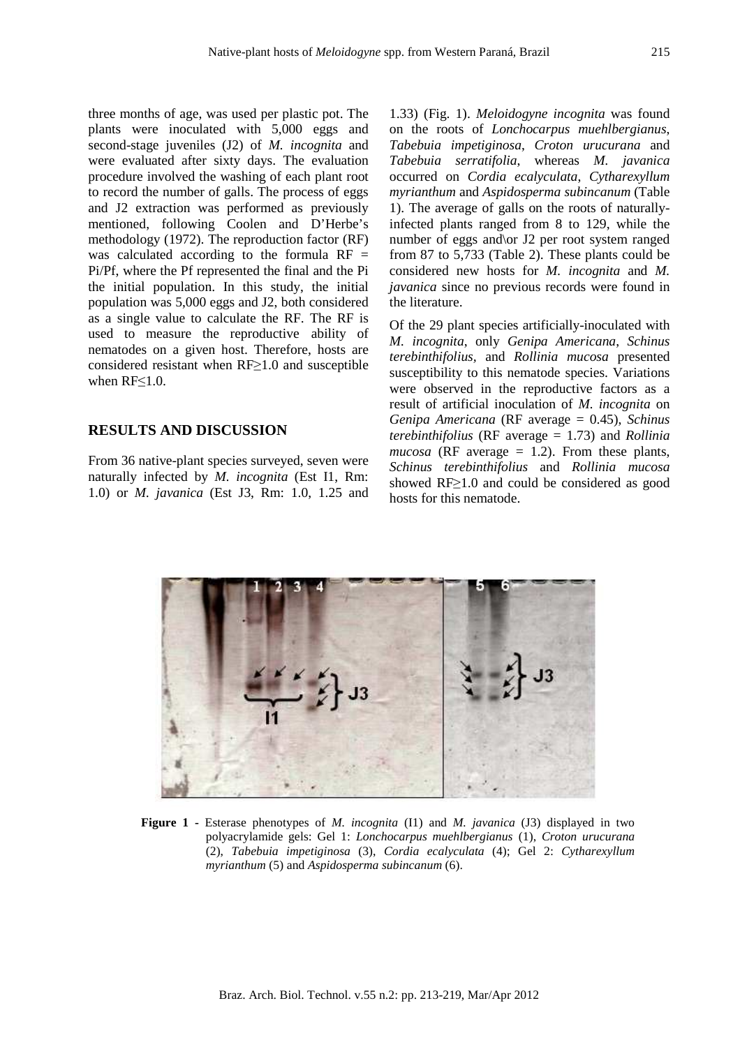three months of age, was used per plastic pot. The plants were inoculated with 5,000 eggs and second-stage juveniles (J2) of *M. incognita* and were evaluated after sixty days. The evaluation procedure involved the washing of each plant root to record the number of galls. The process of eggs and J2 extraction was performed as previously mentioned, following Coolen and D'Herbe's methodology (1972). The reproduction factor (RF) was calculated according to the formula RF = Pi/Pf, where the Pf represented the final and the Pi the initial population. In this study, the initial population was 5,000 eggs and J2, both considered as a single value to calculate the RF. The RF is used to measure the reproductive ability of nematodes on a given host. Therefore, hosts are considered resistant when RF≥1.0 and susceptible when RF≤1.0.

## RESULTS AND DISCUSSION

From 36 native-plant species surveyed, seven were naturally infected by *M. incognita* (Est I1, Rm: 1.0) or *M. javanica* (Est J3, Rm: 1.0, 1.25 and 1.33) (Fig. 1). *Meloidogyne incognita* was found on the roots of *Lonchocarpus muehlbergianus*, *Tabebuia impetiginosa*, *Croton urucurana* and *Tabebuia serratifolia*, whereas *M. javanica* occurred on *Cordia ecalyculata*, *Cytharexyllum myrianthum* and *Aspidosperma subincanum* (Table 1). The average of galls on the roots of naturally-infected plants ranged from 8 to 129, while the number of eggs and\or J2 per root system ranged from 87 to 5,733 (Table 2). These plants could be considered new hosts for *M. incognita* and *M. javanica* since no previous records were found in the literature.

Of the 29 plant species artificially-inoculated with *M. incognita*, only *Genipa Americana*, *Schinus terebinthifolius*, and *Rollinia mucosa* presented susceptibility to this nematode species. Variations were observed in the reproductive factors as a result of artificial inoculation of *M. incognita* on *Genipa Americana* (RF average = 0.45), *Schinus terebinthifolius* (RF average = 1.73) and *Rollinia mucosa* (RF average = 1.2). From these plants, *Schinus terebinthifolius* and *Rollinia mucosa* showed RF≥1.0 and could be considered as good hosts for this nematode.

**Figure 1 -** Esterase phenotypes of *M. incognita* (I1) and *M. javanica* (J3) displayed in two polyacrylamide gels: Gel 1: *Lonchocarpus muehlbergianus* (1), *Croton urucurana* (2), *Tabebuia impetiginosa* (3), *Cordia ecalyculata* (4); Gel 2: *Cytharexyllum myrianthum* (5) and *Aspidosperma subincanum* (6).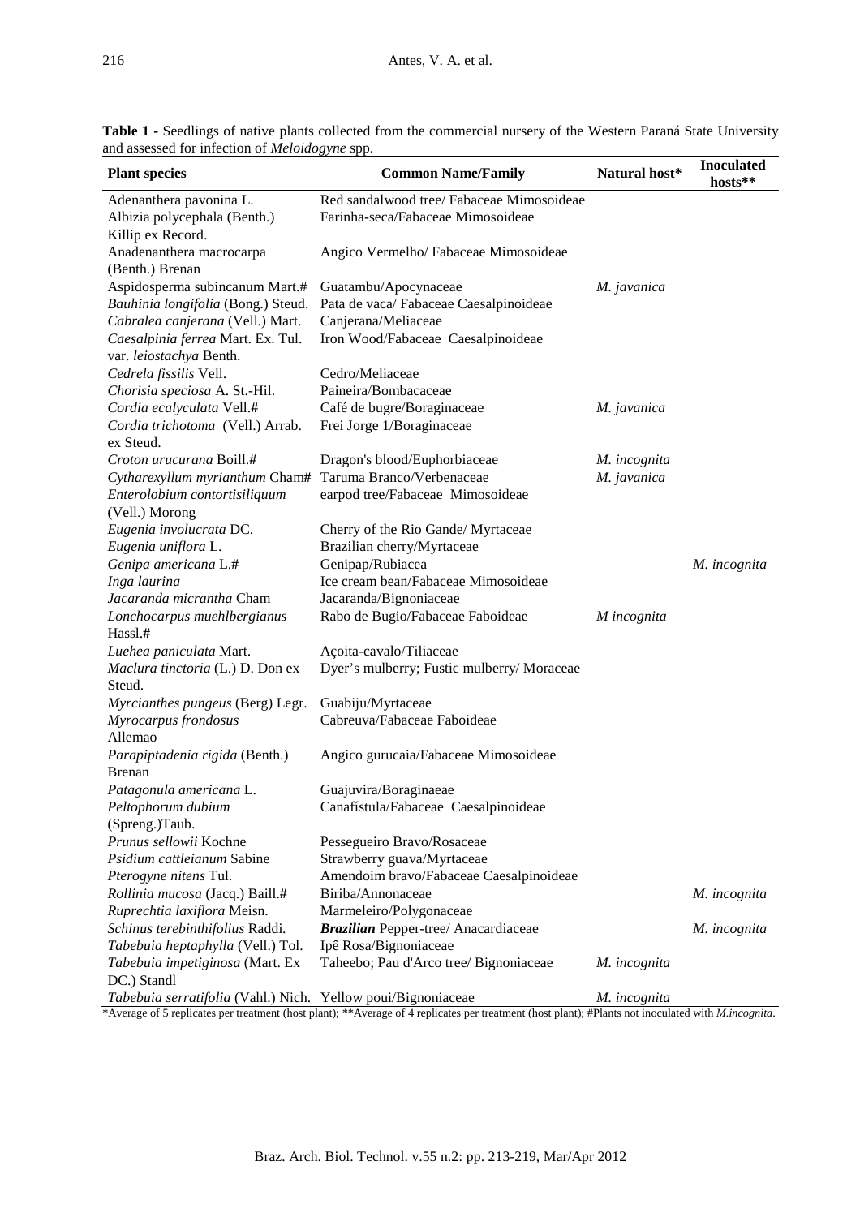**Table 1** - Seedlings of native plants collected from the commercial nursery of the Western Paraná State University and assessed for infection of *Meloidogyne* spp.

| Plant species | Common Name/Family | Natural host* | Inoculated hosts** |
|---|---|---|---|
| Adenanthera pavonina L. | Red sandalwood tree/ Fabaceae Mimosoideae | | |
| Albizia polycephala (Benth.) Killip ex Record. | Farinha-seca/Fabaceae Mimosoideae | | |
| Anadenanthera macrocarpa (Benth.) Brenan | Angico Vermelho/ Fabaceae Mimosoideae | | |
| Aspidosperma subincanum Mart.# | Guatambu/Apocynaceae | *M. javanica* | |
| *Bauhinia longifolia* (Bong.) Steud. | Pata de vaca/ Fabaceae Caesalpinoideae | | |
| *Cabralea canjerana* (Vell.) Mart. | Canjerana/Meliaceae | | |
| *Caesalpinia ferrea* Mart. Ex. Tul. var. *leiostachya* Benth. | Iron Wood/Fabaceae Caesalpinoideae | | |
| *Cedrela fissilis* Vell. | Cedro/Meliaceae | | |
| *Chorisia speciosa* A. St.-Hil. | Paineira/Bombacaceae | | |
| *Cordia ecalyculata* Vell.# | Café de bugre/Boraginaceae | *M. javanica* | |
| *Cordia trichotoma* (Vell.) Arrab. ex Steud. | Frei Jorge 1/Boraginaceae | | |
| *Croton urucurana* Boill.# | Dragon's blood/Euphorbiaceae | *M. incognita* | |
| *Cytharexyllum myrianthum* Cham# | Taruma Branco/Verbenaceae | *M. javanica* | |
| *Enterolobium contortisiliquum* (Vell.) Morong | earpod tree/Fabaceae Mimosoideae | | |
| *Eugenia involucrata* DC. | Cherry of the Rio Gande/ Myrtaceae | | |
| *Eugenia uniflora* L. | Brazilian cherry/Myrtaceae | | |
| *Genipa americana* L.# | Genipap/Rubiacea | | *M. incognita* |
| *Inga laurina* | Ice cream bean/Fabaceae Mimosoideae | | |
| *Jacaranda micrantha* Cham | Jacaranda/Bignoniaceae | | |
| *Lonchocarpus muehlbergianus* Hassl.# | Rabo de Bugio/Fabaceae Faboideae | *M incognita* | |
| *Luehea paniculata* Mart. | Açoita-cavalo/Tiliaceae | | |
| *Maclura tinctoria* (L.) D. Don ex Steud. | Dyer's mulberry; Fustic mulberry/ Moraceae | | |
| *Myrcianthes pungeus* (Berg) Legr. | Guabiju/Myrtaceae | | |
| *Myrocarpus frondosus* Allemao | Cabreuva/Fabaceae Faboideae | | |
| *Parapiptadenia rigida* (Benth.) Brenan | Angico gurucaia/Fabaceae Mimosoideae | | |
| *Patagonula americana* L. | Guajuvira/Boraginaeae | | |
| *Peltophorum dubium* (Spreng.)Taub. | Canafístula/Fabaceae Caesalpinoideae | | |
| *Prunus sellowii* Kochne | Pessegueiro Bravo/Rosaceae | | |
| *Psidium cattleianum* Sabine | Strawberry guava/Myrtaceae | | |
| *Pterogyne nitens* Tul. | Amendoim bravo/Fabaceae Caesalpinoideae | | |
| *Rollinia mucosa* (Jacq.) Baill.# | Biriba/Annonaceae | | *M. incognita* |
| *Ruprechtia laxiflora* Meisn. | Marmeleiro/Polygonaceae | | |
| *Schinus terebinthifolius* Raddi. | ***Brazilian*** Pepper-tree/ Anacardiaceae | | *M. incognita* |
| *Tabebuia heptaphylla* (Vell.) Tol. | Ipê Rosa/Bignoniaceae | | |
| *Tabebuia impetiginosa* (Mart. Ex DC.) Standl | Taheebo; Pau d'Arco tree/ Bignoniaceae | *M. incognita* | |
| *Tabebuia serratifolia* (Vahl.) Nich. | Yellow poui/Bignoniaceae | *M. incognita* | |

*Average of 5 replicates per treatment (host plant); **Average of 4 replicates per treatment (host plant); #Plants not inoculated with *M.incognita*.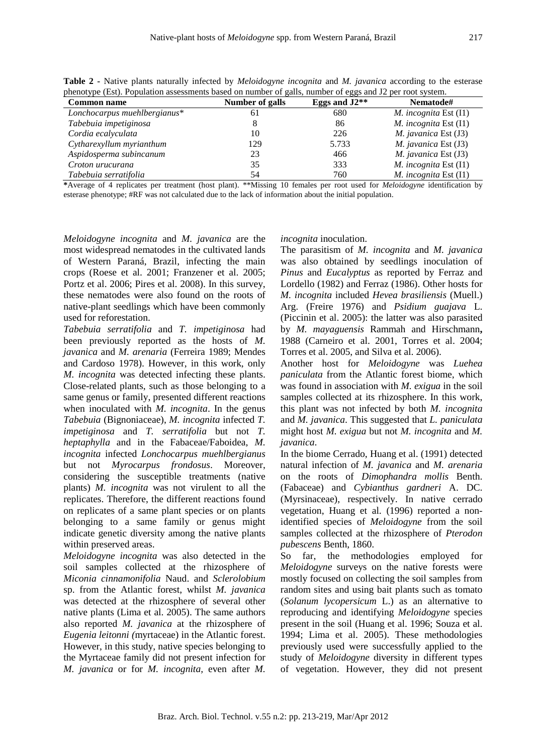**Table 2** - Native plants naturally infected by *Meloidogyne incognita* and *M. javanica* according to the esterase phenotype (Est). Population assessments based on number of galls, number of eggs and J2 per root system.

| Common name | Number of galls | Eggs and J2** | Nematode# |
|---|---|---|---|
| *Lonchocarpus muehlbergianus** | 61 | 680 | *M. incognita* Est (I1) |
| *Tabebuia impetiginosa* | 8 | 86 | *M. incognita* Est (I1) |
| *Cordia ecalyculata* | 10 | 226 | *M. javanica* Est (J3) |
| *Cytharexyllum myrianthum* | 129 | 5.733 | *M. javanica* Est (J3) |
| *Aspidosperma subincanum* | 23 | 466 | *M. javanica* Est (J3) |
| *Croton urucurana* | 35 | 333 | *M. incognita* Est (I1) |
| *Tabebuia serratifolia* | 54 | 760 | *M. incognita* Est (I1) |

*Average of 4 replicates per treatment (host plant). **Missing 10 females per root used for *Meloidogyne* identification by esterase phenotype; #RF was not calculated due to the lack of information about the initial population.

*Meloidogyne incognita* and *M. javanica* are the most widespread nematodes in the cultivated lands of Western Paraná, Brazil, infecting the main crops (Roese et al. 2001; Franzener et al. 2005; Portz et al. 2006; Pires et al. 2008). In this survey, these nematodes were also found on the roots of native-plant seedlings which have been commonly used for reforestation.

*Tabebuia serratifolia* and *T. impetiginosa* had been previously reported as the hosts of *M. javanica* and *M. arenaria* (Ferreira 1989; Mendes and Cardoso 1978). However, in this work, only *M. incognita* was detected infecting these plants. Close-related plants, such as those belonging to a same genus or family, presented different reactions when inoculated with *M. incognita*. In the genus *Tabebuia* (Bignoniaceae), *M. incognita* infected *T. impetiginosa* and *T. serratifolia* but not *T. heptaphylla* and in the Fabaceae/Faboidea, *M. incognita* infected *Lonchocarpus muehlbergianus* but not *Myrocarpus frondosus*. Moreover, considering the susceptible treatments (native plants) *M. incognita* was not virulent to all the replicates. Therefore, the different reactions found on replicates of a same plant species or on plants belonging to a same family or genus might indicate genetic diversity among the native plants within preserved areas.

*Meloidogyne incognita* was also detected in the soil samples collected at the rhizosphere of *Miconia cinnamonifolia* Naud. and *Sclerolobium* sp. from the Atlantic forest, whilst *M. javanica* was detected at the rhizosphere of several other native plants (Lima et al. 2005). The same authors also reported *M. javanica* at the rhizosphere of *Eugenia leitonni (*myrtaceae) in the Atlantic forest. However, in this study, native species belonging to the Myrtaceae family did not present infection for *M. javanica* or for *M. incognita*, even after *M. incognita* inoculation.

The parasitism of *M. incognita* and *M. javanica* was also obtained by seedlings inoculation of *Pinus* and *Eucalyptus* as reported by Ferraz and Lordello (1982) and Ferraz (1986). Other hosts for *M. incognita* included *Hevea brasiliensis* (Muell.) Arg. (Freire 1976) and *Psidium guajava* L. (Piccinin et al. 2005): the latter was also parasited by *M. mayaguensis* Rammah and Hirschmann**,** 1988 (Carneiro et al. 2001, Torres et al. 2004; Torres et al. 2005, and Silva et al. 2006).

Another host for *Meloidogyne* was *Luehea paniculata* from the Atlantic forest biome, which was found in association with *M. exigua* in the soil samples collected at its rhizosphere. In this work, this plant was not infected by both *M. incognita* and *M. javanica*. This suggested that *L. paniculata* might host *M. exigua* but not *M. incognita* and *M. javanica*.

In the biome Cerrado, Huang et al. (1991) detected natural infection of *M. javanica* and *M. arenaria* on the roots of *Dimophandra mollis* Benth. (Fabaceae) and *Cybianthus gardneri* A. DC. (Myrsinaceae), respectively. In native cerrado vegetation, Huang et al. (1996) reported a non-identified species of *Meloidogyne* from the soil samples collected at the rhizosphere of *Pterodon pubescens* Benth, 1860.

So far, the methodologies employed for *Meloidogyne* surveys on the native forests were mostly focused on collecting the soil samples from random sites and using bait plants such as tomato (*Solanum lycopersicum* L.) as an alternative to reproducing and identifying *Meloidogyne* species present in the soil (Huang et al. 1996; Souza et al. 1994; Lima et al. 2005). These methodologies previously used were successfully applied to the study of *Meloidogyne* diversity in different types of vegetation. However, they did not present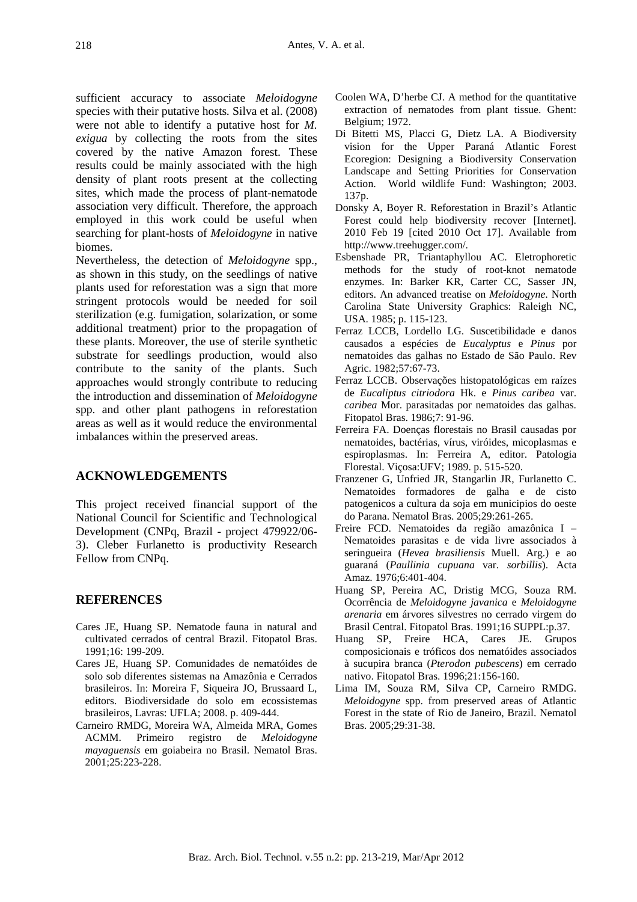sufficient accuracy to associate *Meloidogyne* species with their putative hosts. Silva et al. (2008) were not able to identify a putative host for *M. exigua* by collecting the roots from the sites covered by the native Amazon forest. These results could be mainly associated with the high density of plant roots present at the collecting sites, which made the process of plant-nematode association very difficult. Therefore, the approach employed in this work could be useful when searching for plant-hosts of *Meloidogyne* in native biomes.

Nevertheless, the detection of *Meloidogyne* spp., as shown in this study, on the seedlings of native plants used for reforestation was a sign that more stringent protocols would be needed for soil sterilization (e.g. fumigation, solarization, or some additional treatment) prior to the propagation of these plants. Moreover, the use of sterile synthetic substrate for seedlings production, would also contribute to the sanity of the plants. Such approaches would strongly contribute to reducing the introduction and dissemination of *Meloidogyne* spp. and other plant pathogens in reforestation areas as well as it would reduce the environmental imbalances within the preserved areas.

## ACKNOWLEDGEMENTS

This project received financial support of the National Council for Scientific and Technological Development (CNPq, Brazil - project 479922/06-3). Cleber Furlanetto is productivity Research Fellow from CNPq.

## REFERENCES

Cares JE, Huang SP. Nematode fauna in natural and cultivated cerrados of central Brazil. Fitopatol Bras. 1991;16: 199-209.

Cares JE, Huang SP. Comunidades de nematóides de solo sob diferentes sistemas na Amazônia e Cerrados brasileiros. In: Moreira F, Siqueira JO, Brussaard L, editors. Biodiversidade do solo em ecossistemas brasileiros, Lavras: UFLA; 2008. p. 409-444.

Carneiro RMDG, Moreira WA, Almeida MRA, Gomes ACMM. Primeiro registro de *Meloidogyne mayaguensis* em goiabeira no Brasil. Nematol Bras. 2001;25:223-228.

Coolen WA, D'herbe CJ. A method for the quantitative extraction of nematodes from plant tissue. Ghent: Belgium; 1972.

Di Bitetti MS, Placci G, Dietz LA. A Biodiversity vision for the Upper Paraná Atlantic Forest Ecoregion: Designing a Biodiversity Conservation Landscape and Setting Priorities for Conservation Action. World wildlife Fund: Washington; 2003. 137p.

Donsky A, Boyer R. Reforestation in Brazil's Atlantic Forest could help biodiversity recover [Internet]. 2010 Feb 19 [cited 2010 Oct 17]. Available from http://www.treehugger.com/.

Esbenshade PR, Triantaphyllou AC. Eletrophoretic methods for the study of root-knot nematode enzymes. In: Barker KR, Carter CC, Sasser JN, editors. An advanced treatise on *Meloidogyne*. North Carolina State University Graphics: Raleigh NC, USA. 1985; p. 115-123.

Ferraz LCCB, Lordello LG. Suscetibilidade e danos causados a espécies de *Eucalyptus* e *Pinus* por nematoides das galhas no Estado de São Paulo. Rev Agric. 1982;57:67-73.

Ferraz LCCB. Observações histopatológicas em raízes de *Eucaliptus citriodora* Hk. e *Pinus caribea* var. *caribea* Mor. parasitadas por nematoides das galhas. Fitopatol Bras. 1986;7: 91-96.

Ferreira FA. Doenças florestais no Brasil causadas por nematoides, bactérias, vírus, viróides, micoplasmas e espiroplasmas. In: Ferreira A, editor. Patologia Florestal. Viçosa:UFV; 1989. p. 515-520.

Franzener G, Unfried JR, Stangarlin JR, Furlanetto C. Nematoides formadores de galha e de cisto patogenicos a cultura da soja em municipios do oeste do Parana. Nematol Bras. 2005;29:261-265.

Freire FCD. Nematoides da região amazônica I – Nematoides parasitas e de vida livre associados à seringueira (*Hevea brasiliensis* Muell. Arg.) e ao guaraná (*Paullinia cupuana* var. *sorbillis*). Acta Amaz. 1976;6:401-404.

Huang SP, Pereira AC, Dristig MCG, Souza RM. Ocorrência de *Meloidogyne javanica* e *Meloidogyne arenaria* em árvores silvestres no cerrado virgem do Brasil Central. Fitopatol Bras. 1991;16 SUPPL:p.37.

Huang SP, Freire HCA, Cares JE. Grupos composicionais e tróficos dos nematóides associados à sucupira branca (*Pterodon pubescens*) em cerrado nativo. Fitopatol Bras. 1996;21:156-160.

Lima IM, Souza RM, Silva CP, Carneiro RMDG. *Meloidogyne* spp. from preserved areas of Atlantic Forest in the state of Rio de Janeiro, Brazil. Nematol Bras. 2005;29:31-38.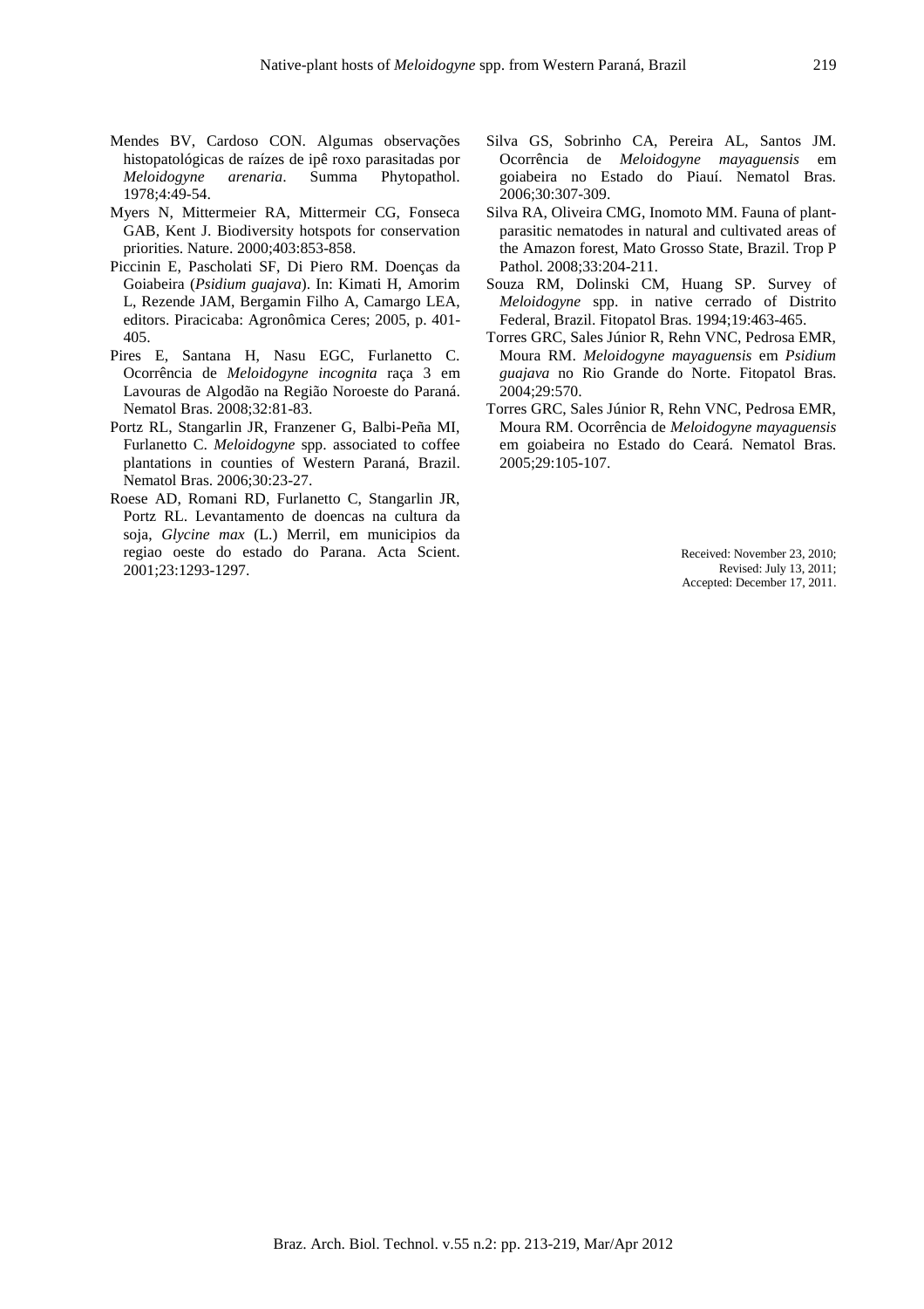Mendes BV, Cardoso CON. Algumas observações histopatológicas de raízes de ipê roxo parasitadas por *Meloidogyne arenaria*. Summa Phytopathol. 1978;4:49-54.

Myers N, Mittermeier RA, Mittermeir CG, Fonseca GAB, Kent J. Biodiversity hotspots for conservation priorities. Nature. 2000;403:853-858.

Piccinin E, Pascholati SF, Di Piero RM. Doenças da Goiabeira (*Psidium guajava*). In: Kimati H, Amorim L, Rezende JAM, Bergamin Filho A, Camargo LEA, editors. Piracicaba: Agronômica Ceres; 2005, p. 401-405.

Pires E, Santana H, Nasu EGC, Furlanetto C. Ocorrência de *Meloidogyne incognita* raça 3 em Lavouras de Algodão na Região Noroeste do Paraná. Nematol Bras. 2008;32:81-83.

Portz RL, Stangarlin JR, Franzener G, Balbi-Peña MI, Furlanetto C. *Meloidogyne* spp. associated to coffee plantations in counties of Western Paraná, Brazil. Nematol Bras. 2006;30:23-27.

Roese AD, Romani RD, Furlanetto C, Stangarlin JR, Portz RL. Levantamento de doencas na cultura da soja, *Glycine max* (L.) Merril, em municipios da regiao oeste do estado do Parana. Acta Scient. 2001;23:1293-1297.

Silva GS, Sobrinho CA, Pereira AL, Santos JM. Ocorrência de *Meloidogyne mayaguensis* em goiabeira no Estado do Piauí. Nematol Bras. 2006;30:307-309.

Silva RA, Oliveira CMG, Inomoto MM. Fauna of plant-parasitic nematodes in natural and cultivated areas of the Amazon forest, Mato Grosso State, Brazil. Trop P Pathol. 2008;33:204-211.

Souza RM, Dolinski CM, Huang SP. Survey of *Meloidogyne* spp. in native cerrado of Distrito Federal, Brazil. Fitopatol Bras. 1994;19:463-465.

Torres GRC, Sales Júnior R, Rehn VNC, Pedrosa EMR, Moura RM. *Meloidogyne mayaguensis* em *Psidium guajava* no Rio Grande do Norte. Fitopatol Bras. 2004;29:570.

Torres GRC, Sales Júnior R, Rehn VNC, Pedrosa EMR, Moura RM. Ocorrência de *Meloidogyne mayaguensis* em goiabeira no Estado do Ceará. Nematol Bras. 2005;29:105-107.

Received: November 23, 2010;
Revised: July 13, 2011;
Accepted: December 17, 2011.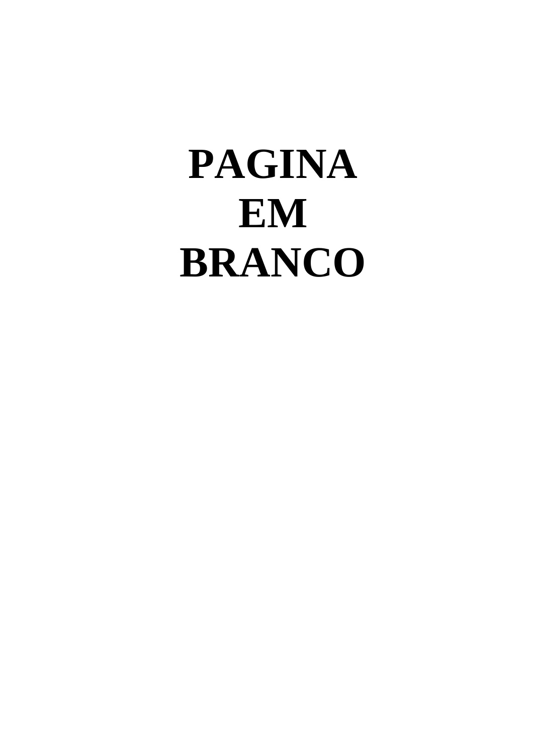# PAGINA
# EM
# BRANCO